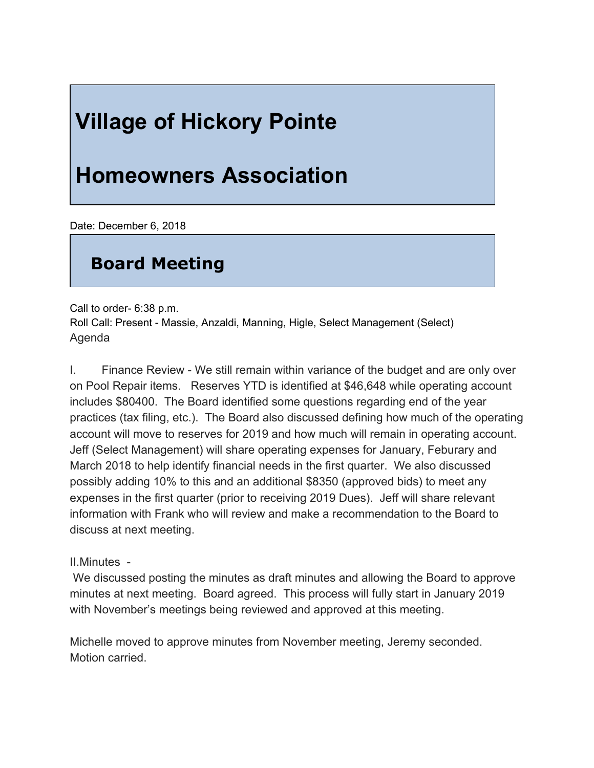# Village of Hickory Pointe

# Homeowners Association

Date: December 6, 2018

## Board Meeting

Call to order- 6:38 p.m.
Roll Call: Present - Massie, Anzaldi, Manning, Higle, Select Management (Select)
Agenda

I. Finance Review - We still remain within variance of the budget and are only over on Pool Repair items. Reserves YTD is identified at $46,648 while operating account includes $80400. The Board identified some questions regarding end of the year practices (tax filing, etc.). The Board also discussed defining how much of the operating account will move to reserves for 2019 and how much will remain in operating account. Jeff (Select Management) will share operating expenses for January, Feburary and March 2018 to help identify financial needs in the first quarter. We also discussed possibly adding 10% to this and an additional $8350 (approved bids) to meet any expenses in the first quarter (prior to receiving 2019 Dues). Jeff will share relevant information with Frank who will review and make a recommendation to the Board to discuss at next meeting.

II. Minutes -

We discussed posting the minutes as draft minutes and allowing the Board to approve minutes at next meeting. Board agreed. This process will fully start in January 2019 with November's meetings being reviewed and approved at this meeting.

Michelle moved to approve minutes from November meeting, Jeremy seconded. Motion carried.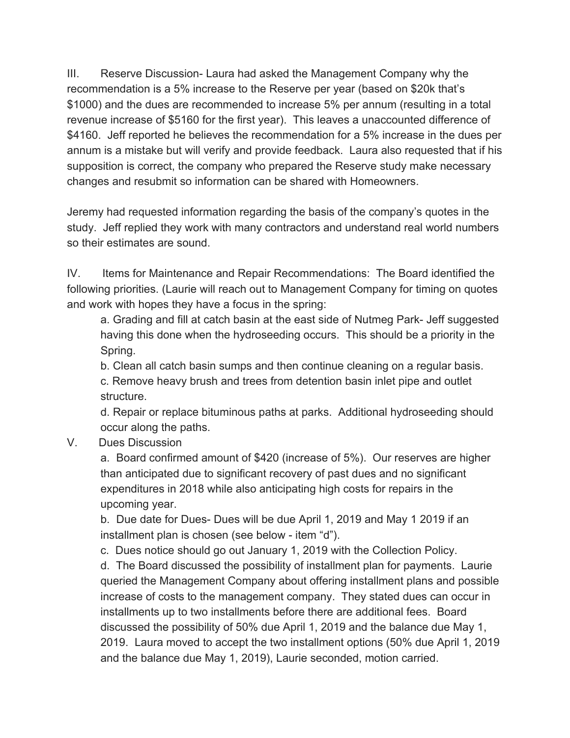III. Reserve Discussion- Laura had asked the Management Company why the recommendation is a 5% increase to the Reserve per year (based on $20k that's $1000) and the dues are recommended to increase 5% per annum (resulting in a total revenue increase of $5160 for the first year). This leaves a unaccounted difference of $4160. Jeff reported he believes the recommendation for a 5% increase in the dues per annum is a mistake but will verify and provide feedback. Laura also requested that if his supposition is correct, the company who prepared the Reserve study make necessary changes and resubmit so information can be shared with Homeowners.

Jeremy had requested information regarding the basis of the company's quotes in the study. Jeff replied they work with many contractors and understand real world numbers so their estimates are sound.

IV. Items for Maintenance and Repair Recommendations: The Board identified the following priorities. (Laurie will reach out to Management Company for timing on quotes and work with hopes they have a focus in the spring:

a. Grading and fill at catch basin at the east side of Nutmeg Park- Jeff suggested having this done when the hydroseeding occurs. This should be a priority in the Spring.

b. Clean all catch basin sumps and then continue cleaning on a regular basis.

c. Remove heavy brush and trees from detention basin inlet pipe and outlet structure.

d. Repair or replace bituminous paths at parks. Additional hydroseeding should occur along the paths.

V. Dues Discussion

a. Board confirmed amount of $420 (increase of 5%). Our reserves are higher than anticipated due to significant recovery of past dues and no significant expenditures in 2018 while also anticipating high costs for repairs in the upcoming year.

b. Due date for Dues- Dues will be due April 1, 2019 and May 1 2019 if an installment plan is chosen (see below - item "d").

c. Dues notice should go out January 1, 2019 with the Collection Policy.

d. The Board discussed the possibility of installment plan for payments. Laurie queried the Management Company about offering installment plans and possible increase of costs to the management company. They stated dues can occur in installments up to two installments before there are additional fees. Board discussed the possibility of 50% due April 1, 2019 and the balance due May 1, 2019. Laura moved to accept the two installment options (50% due April 1, 2019 and the balance due May 1, 2019), Laurie seconded, motion carried.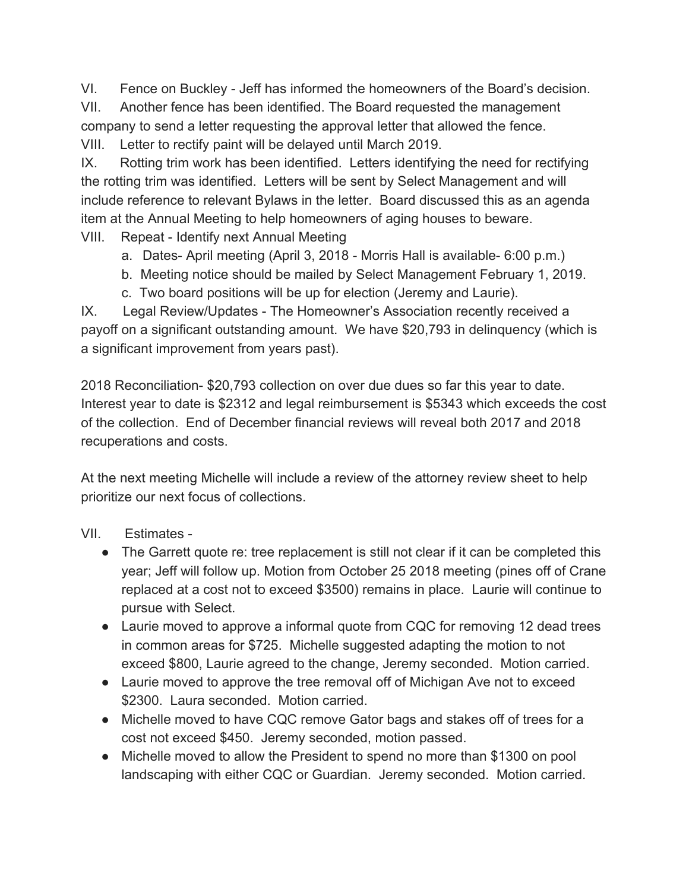VI. Fence on Buckley - Jeff has informed the homeowners of the Board's decision.

VII. Another fence has been identified. The Board requested the management company to send a letter requesting the approval letter that allowed the fence.

VIII. Letter to rectify paint will be delayed until March 2019.

IX. Rotting trim work has been identified. Letters identifying the need for rectifying the rotting trim was identified. Letters will be sent by Select Management and will include reference to relevant Bylaws in the letter. Board discussed this as an agenda item at the Annual Meeting to help homeowners of aging houses to beware.

VIII. Repeat - Identify next Annual Meeting

a. Dates- April meeting (April 3, 2018 - Morris Hall is available- 6:00 p.m.)

b. Meeting notice should be mailed by Select Management February 1, 2019.

c. Two board positions will be up for election (Jeremy and Laurie).

IX. Legal Review/Updates - The Homeowner's Association recently received a payoff on a significant outstanding amount. We have $20,793 in delinquency (which is a significant improvement from years past).

2018 Reconciliation- $20,793 collection on over due dues so far this year to date. Interest year to date is $2312 and legal reimbursement is $5343 which exceeds the cost of the collection. End of December financial reviews will reveal both 2017 and 2018 recuperations and costs.

At the next meeting Michelle will include a review of the attorney review sheet to help prioritize our next focus of collections.

VII. Estimates -

- The Garrett quote re: tree replacement is still not clear if it can be completed this year; Jeff will follow up. Motion from October 25 2018 meeting (pines off of Crane replaced at a cost not to exceed $3500) remains in place. Laurie will continue to pursue with Select.
- Laurie moved to approve a informal quote from CQC for removing 12 dead trees in common areas for $725. Michelle suggested adapting the motion to not exceed $800, Laurie agreed to the change, Jeremy seconded. Motion carried.
- Laurie moved to approve the tree removal off of Michigan Ave not to exceed $2300. Laura seconded. Motion carried.
- Michelle moved to have CQC remove Gator bags and stakes off of trees for a cost not exceed $450. Jeremy seconded, motion passed.
- Michelle moved to allow the President to spend no more than $1300 on pool landscaping with either CQC or Guardian. Jeremy seconded. Motion carried.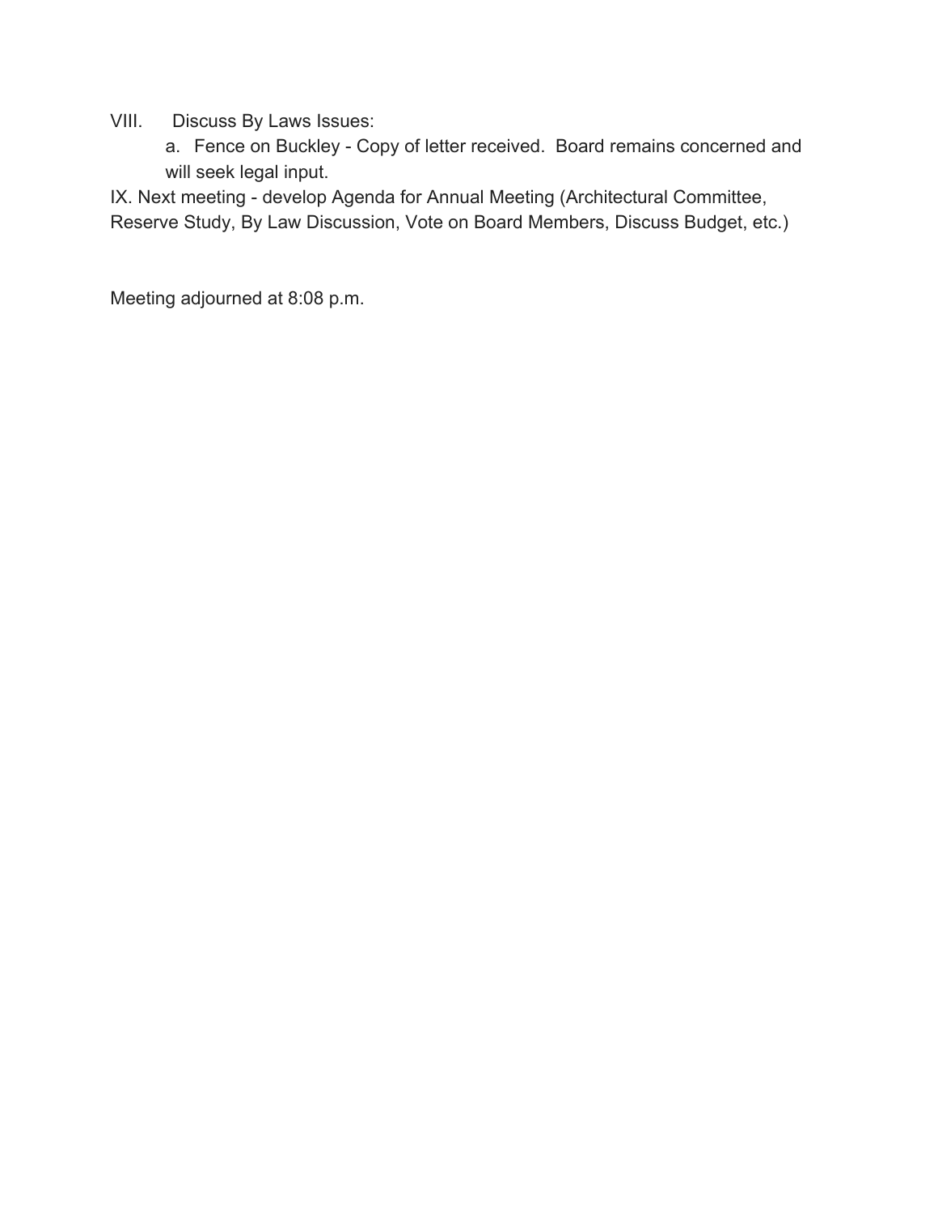VIII. Discuss By Laws Issues:

   a. Fence on Buckley - Copy of letter received. Board remains concerned and will seek legal input.

IX. Next meeting - develop Agenda for Annual Meeting (Architectural Committee, Reserve Study, By Law Discussion, Vote on Board Members, Discuss Budget, etc.)

Meeting adjourned at 8:08 p.m.